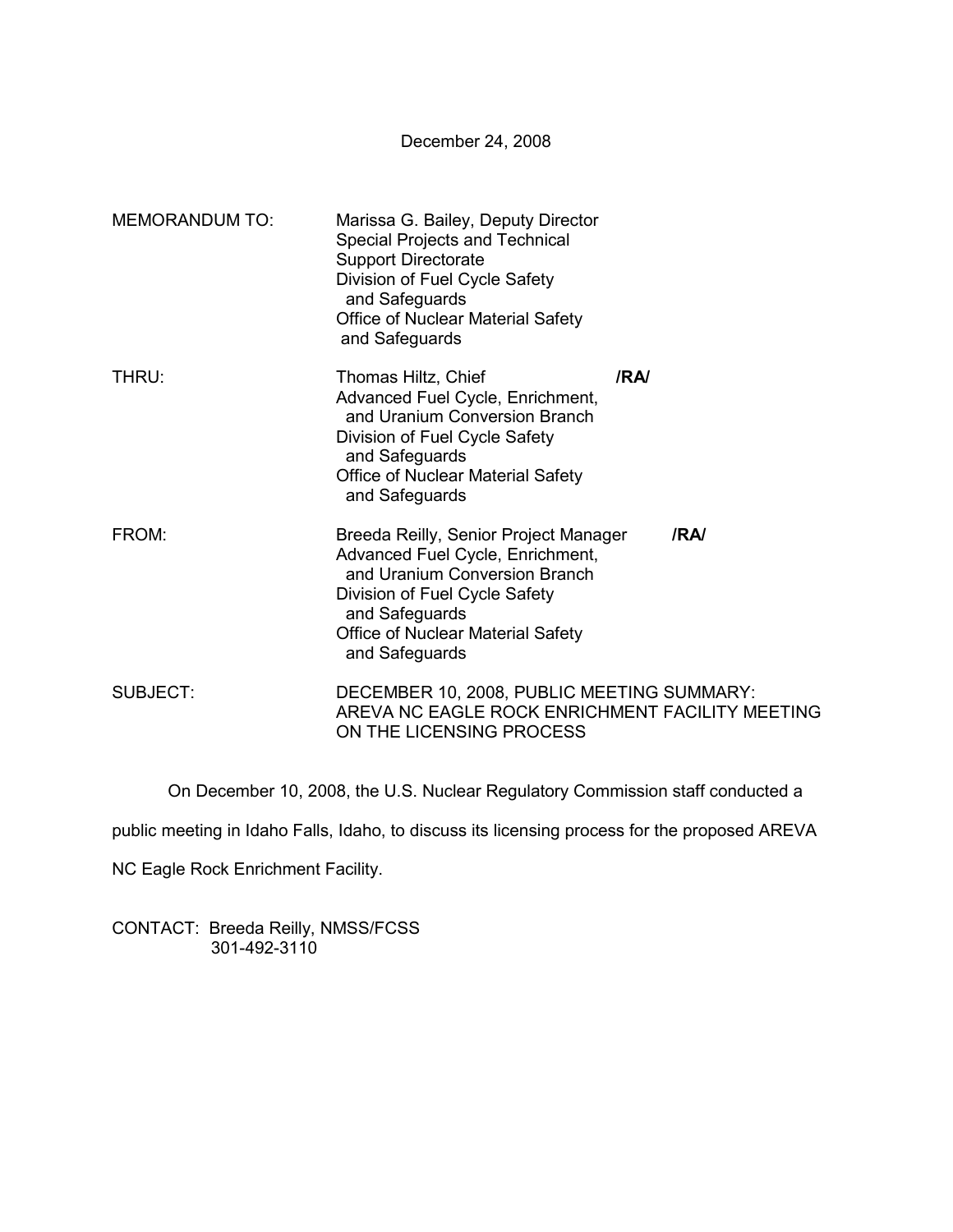December 24, 2008

MEMORANDUM TO: Marissa G. Bailey, Deputy Director
Special Projects and Technical
Support Directorate
Division of Fuel Cycle Safety
and Safeguards
Office of Nuclear Material Safety
and Safeguards

THRU: Thomas Hiltz, Chief /RA/
Advanced Fuel Cycle, Enrichment,
and Uranium Conversion Branch
Division of Fuel Cycle Safety
and Safeguards
Office of Nuclear Material Safety
and Safeguards

FROM: Breeda Reilly, Senior Project Manager /RA/
Advanced Fuel Cycle, Enrichment,
and Uranium Conversion Branch
Division of Fuel Cycle Safety
and Safeguards
Office of Nuclear Material Safety
and Safeguards

SUBJECT: DECEMBER 10, 2008, PUBLIC MEETING SUMMARY:
AREVA NC EAGLE ROCK ENRICHMENT FACILITY MEETING
ON THE LICENSING PROCESS

On December 10, 2008, the U.S. Nuclear Regulatory Commission staff conducted a public meeting in Idaho Falls, Idaho, to discuss its licensing process for the proposed AREVA NC Eagle Rock Enrichment Facility.

CONTACT: Breeda Reilly, NMSS/FCSS
301-492-3110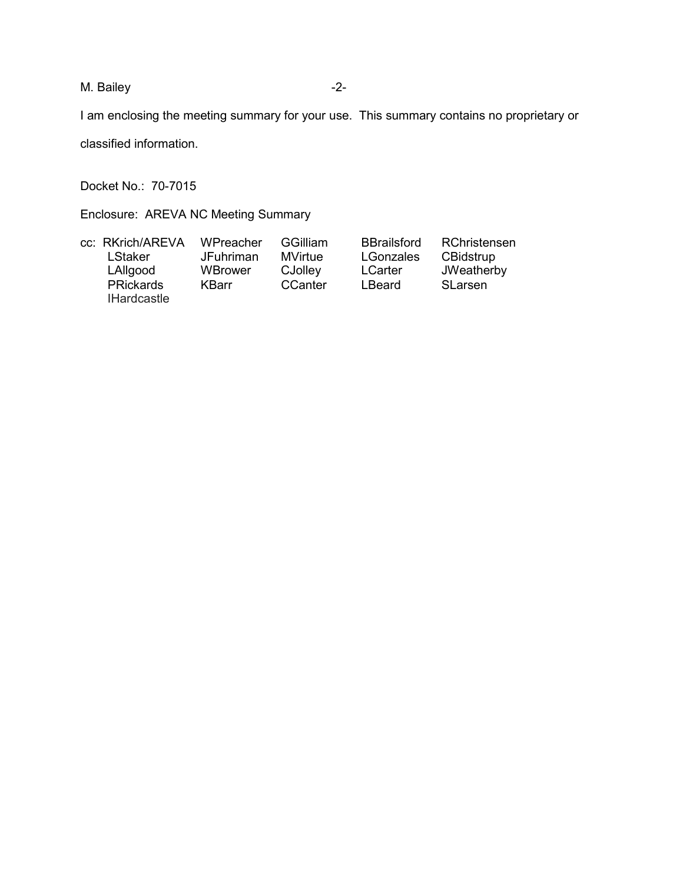I am enclosing the meeting summary for your use. This summary contains no proprietary or classified information.

Docket No.: 70-7015

Enclosure: AREVA NC Meeting Summary

| cc: RKrich/AREVA | WPreacher | GGilliam | BBrailsford | RChristensen |
|---|---|---|---|---|
| LStaker | JFuhriman | MVirtue | LGonzales | CBidstrup |
| LAllgood | WBrower | CJolley | LCarter | JWeatherby |
| PRickards | KBarr | CCanter | LBeard | SLarsen |
| IHardcastle | | | | |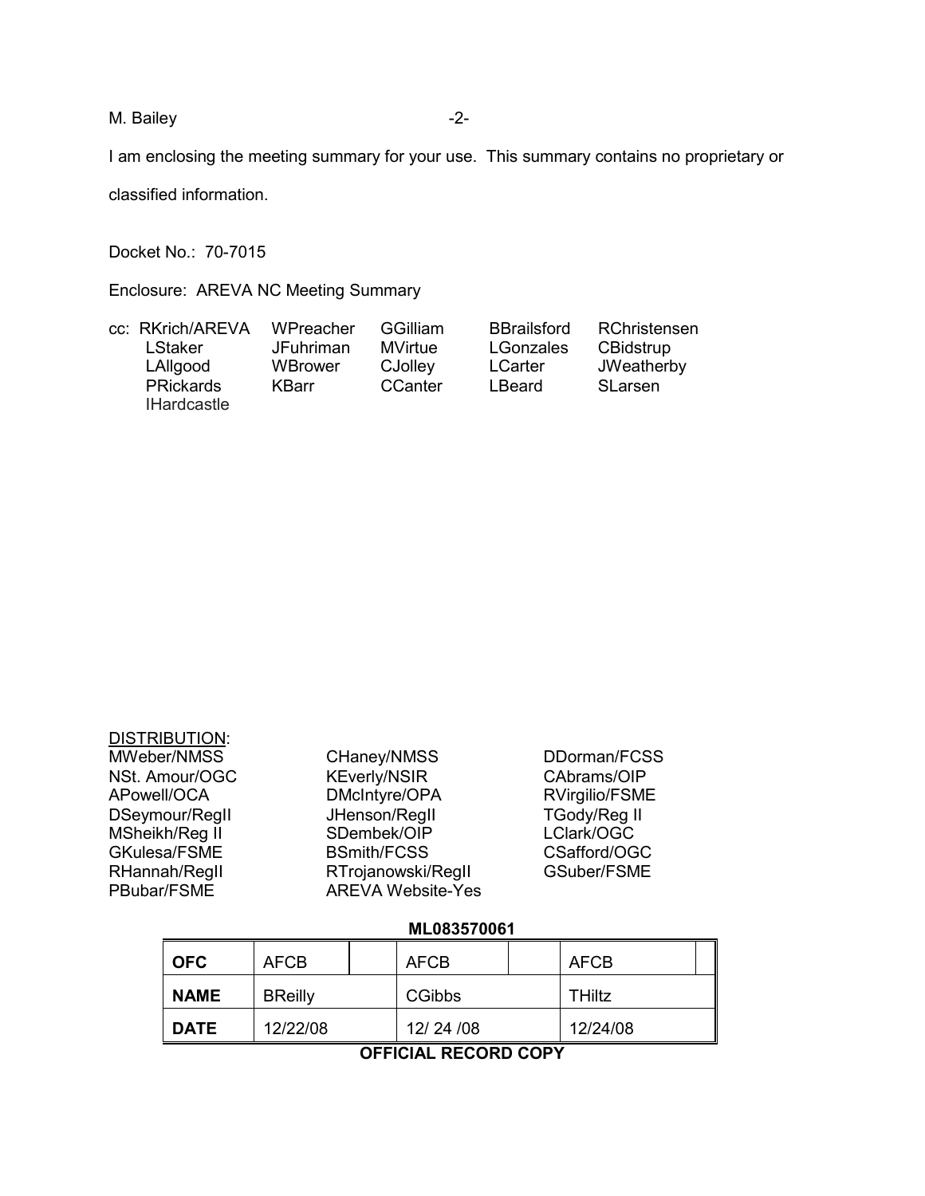I am enclosing the meeting summary for your use. This summary contains no proprietary or classified information.

Docket No.: 70-7015

Enclosure: AREVA NC Meeting Summary

cc:

| RKrich/AREVA | WPreacher | GGilliam | BBrailsford | RChristensen |
|---|---|---|---|---|
| LStaker | JFuhriman | MVirtue | LGonzales | CBidstrup |
| LAllgood | WBrower | CJolley | LCarter | JWeatherby |
| PRickards | KBarr | CCanter | LBeard | SLarsen |
| IHardcastle | | | | |

DISTRIBUTION:

| | | |
|---|---|---|
| MWeber/NMSS | CHaney/NMSS | DDorman/FCSS |
| NSt. Amour/OGC | KEverly/NSIR | CAbrams/OIP |
| APowell/OCA | DMcIntyre/OPA | RVirgilio/FSME |
| DSeymour/RegII | JHenson/RegII | TGody/Reg II |
| MSheikh/Reg II | SDembek/OIP | LClark/OGC |
| GKulesa/FSME | BSmith/FCSS | CSafford/OGC |
| RHannah/RegII | RTrojanowski/RegII | GSuber/FSME |
| PBubar/FSME | AREVA Website-Yes | |

**ML083570061**

| **OFC** | AFCB | AFCB | AFCB |
|---|---|---|---|
| **NAME** | BReilly | CGibbs | THiltz |
| **DATE** | 12/22/08 | 12/ 24 /08 | 12/24/08 |

**OFFICIAL RECORD COPY**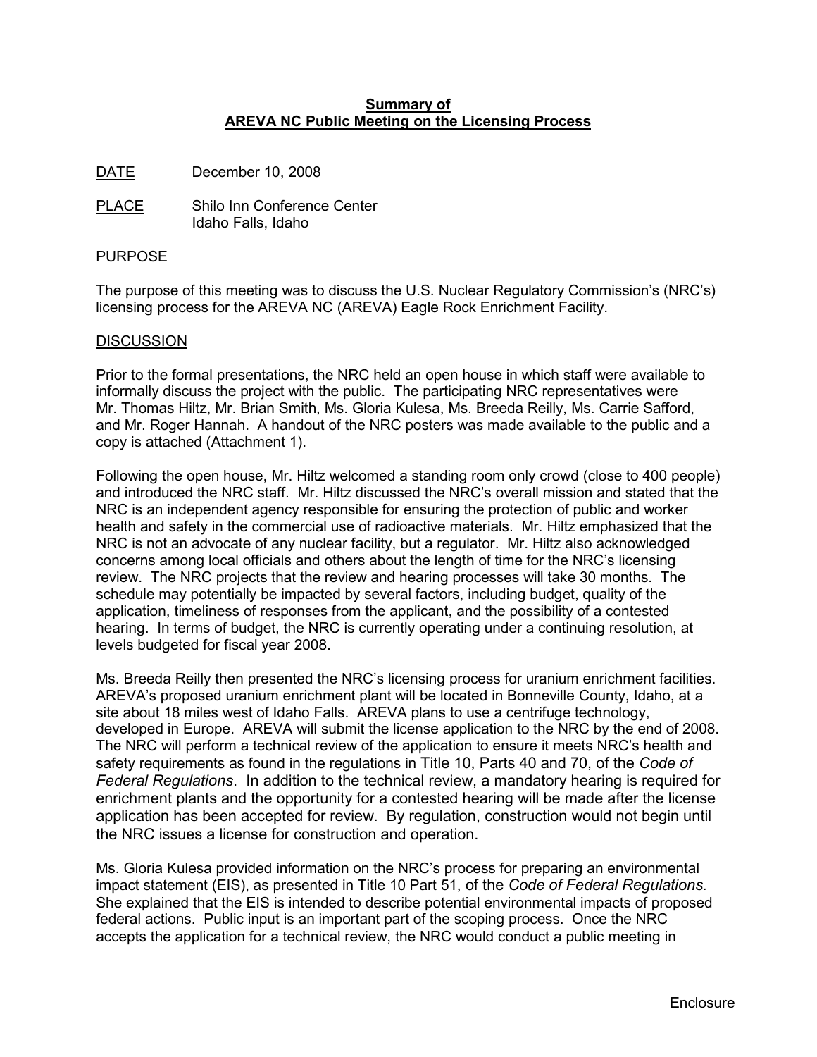**Summary of**
**AREVA NC Public Meeting on the Licensing Process**

DATE December 10, 2008

PLACE Shilo Inn Conference Center
Idaho Falls, Idaho

PURPOSE

The purpose of this meeting was to discuss the U.S. Nuclear Regulatory Commission's (NRC's) licensing process for the AREVA NC (AREVA) Eagle Rock Enrichment Facility.

DISCUSSION

Prior to the formal presentations, the NRC held an open house in which staff were available to informally discuss the project with the public. The participating NRC representatives were Mr. Thomas Hiltz, Mr. Brian Smith, Ms. Gloria Kulesa, Ms. Breeda Reilly, Ms. Carrie Safford, and Mr. Roger Hannah. A handout of the NRC posters was made available to the public and a copy is attached (Attachment 1).

Following the open house, Mr. Hiltz welcomed a standing room only crowd (close to 400 people) and introduced the NRC staff. Mr. Hiltz discussed the NRC's overall mission and stated that the NRC is an independent agency responsible for ensuring the protection of public and worker health and safety in the commercial use of radioactive materials. Mr. Hiltz emphasized that the NRC is not an advocate of any nuclear facility, but a regulator. Mr. Hiltz also acknowledged concerns among local officials and others about the length of time for the NRC's licensing review. The NRC projects that the review and hearing processes will take 30 months. The schedule may potentially be impacted by several factors, including budget, quality of the application, timeliness of responses from the applicant, and the possibility of a contested hearing. In terms of budget, the NRC is currently operating under a continuing resolution, at levels budgeted for fiscal year 2008.

Ms. Breeda Reilly then presented the NRC's licensing process for uranium enrichment facilities. AREVA's proposed uranium enrichment plant will be located in Bonneville County, Idaho, at a site about 18 miles west of Idaho Falls. AREVA plans to use a centrifuge technology, developed in Europe. AREVA will submit the license application to the NRC by the end of 2008. The NRC will perform a technical review of the application to ensure it meets NRC's health and safety requirements as found in the regulations in Title 10, Parts 40 and 70, of the *Code of Federal Regulations*. In addition to the technical review, a mandatory hearing is required for enrichment plants and the opportunity for a contested hearing will be made after the license application has been accepted for review. By regulation, construction would not begin until the NRC issues a license for construction and operation.

Ms. Gloria Kulesa provided information on the NRC's process for preparing an environmental impact statement (EIS), as presented in Title 10 Part 51, of the *Code of Federal Regulations*. She explained that the EIS is intended to describe potential environmental impacts of proposed federal actions. Public input is an important part of the scoping process. Once the NRC accepts the application for a technical review, the NRC would conduct a public meeting in

Enclosure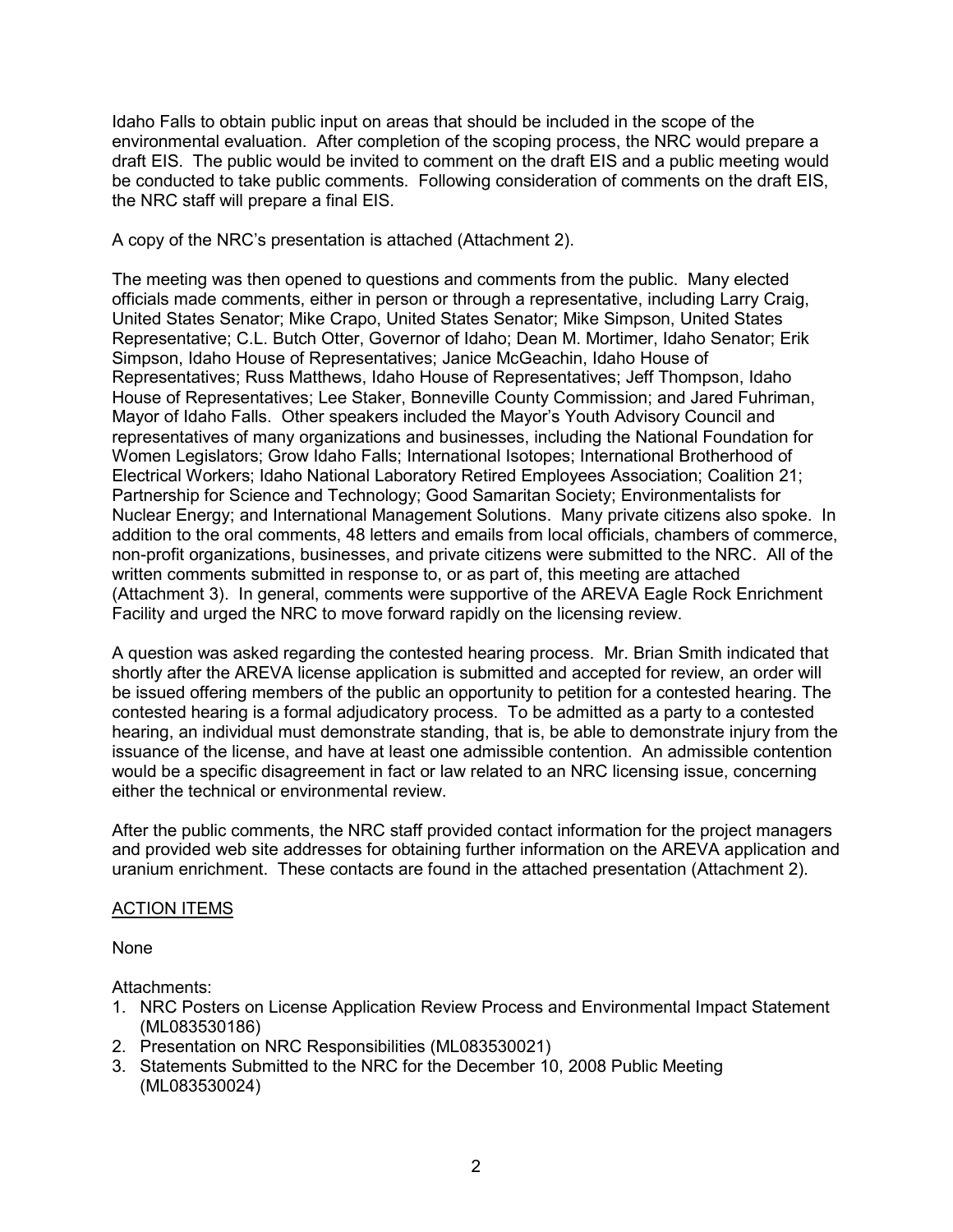Idaho Falls to obtain public input on areas that should be included in the scope of the environmental evaluation. After completion of the scoping process, the NRC would prepare a draft EIS. The public would be invited to comment on the draft EIS and a public meeting would be conducted to take public comments. Following consideration of comments on the draft EIS, the NRC staff will prepare a final EIS.

A copy of the NRC's presentation is attached (Attachment 2).

The meeting was then opened to questions and comments from the public. Many elected officials made comments, either in person or through a representative, including Larry Craig, United States Senator; Mike Crapo, United States Senator; Mike Simpson, United States Representative; C.L. Butch Otter, Governor of Idaho; Dean M. Mortimer, Idaho Senator; Erik Simpson, Idaho House of Representatives; Janice McGeachin, Idaho House of Representatives; Russ Matthews, Idaho House of Representatives; Jeff Thompson, Idaho House of Representatives; Lee Staker, Bonneville County Commission; and Jared Fuhriman, Mayor of Idaho Falls. Other speakers included the Mayor's Youth Advisory Council and representatives of many organizations and businesses, including the National Foundation for Women Legislators; Grow Idaho Falls; International Isotopes; International Brotherhood of Electrical Workers; Idaho National Laboratory Retired Employees Association; Coalition 21; Partnership for Science and Technology; Good Samaritan Society; Environmentalists for Nuclear Energy; and International Management Solutions. Many private citizens also spoke. In addition to the oral comments, 48 letters and emails from local officials, chambers of commerce, non-profit organizations, businesses, and private citizens were submitted to the NRC. All of the written comments submitted in response to, or as part of, this meeting are attached (Attachment 3). In general, comments were supportive of the AREVA Eagle Rock Enrichment Facility and urged the NRC to move forward rapidly on the licensing review.

A question was asked regarding the contested hearing process. Mr. Brian Smith indicated that shortly after the AREVA license application is submitted and accepted for review, an order will be issued offering members of the public an opportunity to petition for a contested hearing. The contested hearing is a formal adjudicatory process. To be admitted as a party to a contested hearing, an individual must demonstrate standing, that is, be able to demonstrate injury from the issuance of the license, and have at least one admissible contention. An admissible contention would be a specific disagreement in fact or law related to an NRC licensing issue, concerning either the technical or environmental review.

After the public comments, the NRC staff provided contact information for the project managers and provided web site addresses for obtaining further information on the AREVA application and uranium enrichment. These contacts are found in the attached presentation (Attachment 2).

## ACTION ITEMS

None

Attachments:

1. NRC Posters on License Application Review Process and Environmental Impact Statement (ML083530186)
2. Presentation on NRC Responsibilities (ML083530021)
3. Statements Submitted to the NRC for the December 10, 2008 Public Meeting (ML083530024)